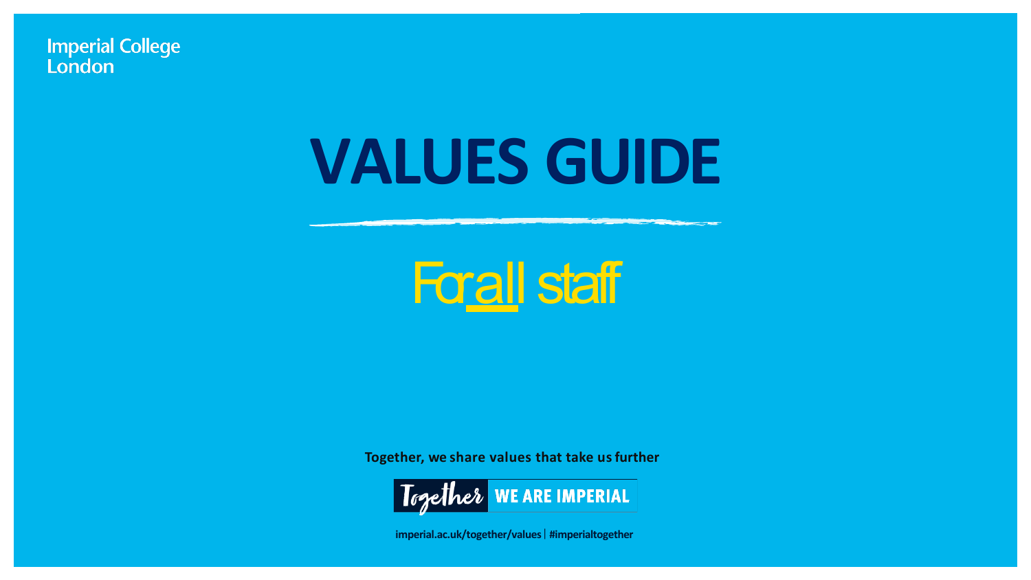Imperial College London

# VALUES GUIDE

For all staff

**Together, we share values that take us further**

Together WE ARE IMPERIAL

imperial.ac.uk/together/values | #imperialtogether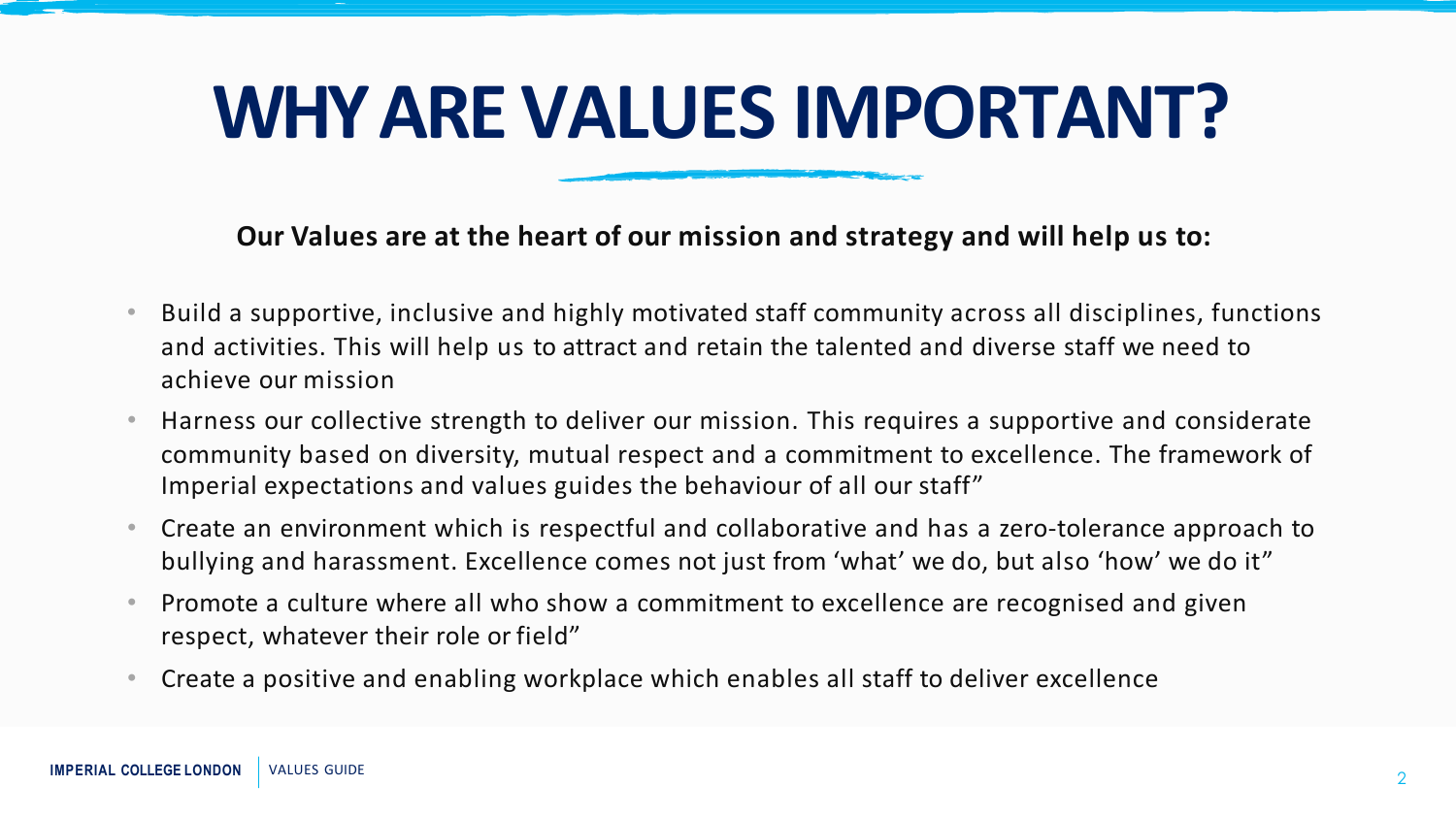# WHY ARE VALUES IMPORTANT?

**Our Values are at the heart of our mission and strategy and will help us to:**

- Build a supportive, inclusive and highly motivated staff community across all disciplines, functions and activities. This will help us to attract and retain the talented and diverse staff we need to achieve our mission
- Harness our collective strength to deliver our mission. This requires a supportive and considerate community based on diversity, mutual respect and a commitment to excellence. The framework of Imperial expectations and values guides the behaviour of all our staff"
- Create an environment which is respectful and collaborative and has a zero-tolerance approach to bullying and harassment. Excellence comes not just from 'what' we do, but also 'how' we do it"
- Promote a culture where all who show a commitment to excellence are recognised and given respect, whatever their role or field"
- Create a positive and enabling workplace which enables all staff to deliver excellence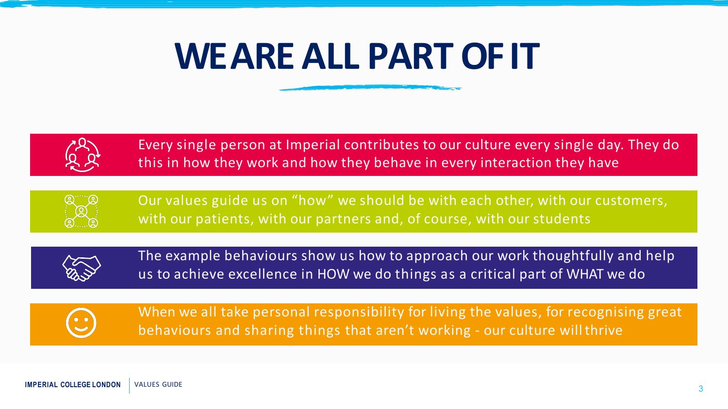# WE ARE ALL PART OF IT

Every single person at Imperial contributes to our culture every single day. They do this in how they work and how they behave in every interaction they have

Our values guide us on "how" we should be with each other, with our customers, with our patients, with our partners and, of course, with our students

The example behaviours show us how to approach our work thoughtfully and help us to achieve excellence in HOW we do things as a critical part of WHAT we do

When we all take personal responsibility for living the values, for recognising great behaviours and sharing things that aren't working - our culture will thrive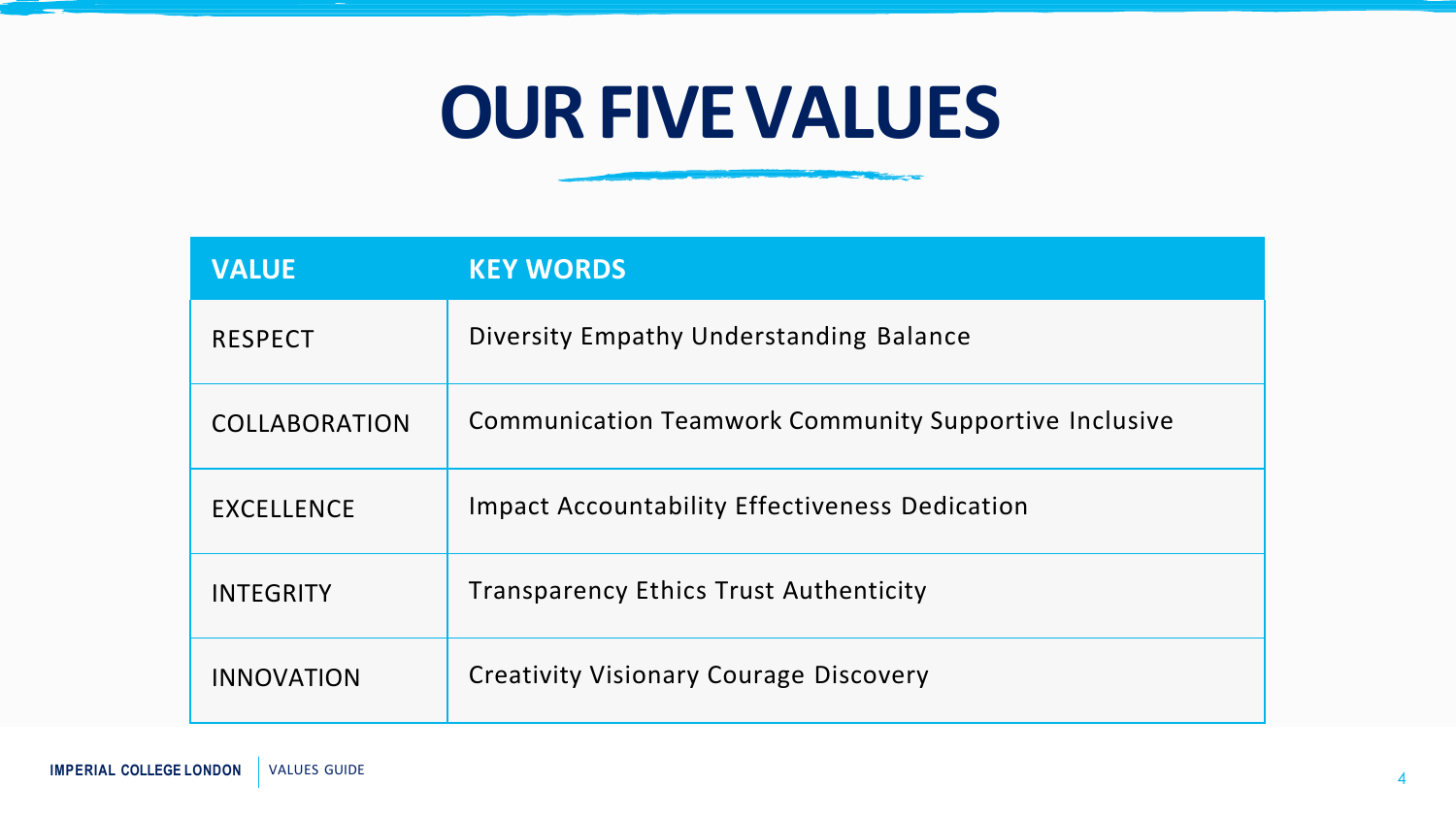# OUR FIVE VALUES

| VALUE | KEY WORDS |
| --- | --- |
| RESPECT | Diversity Empathy Understanding Balance |
| COLLABORATION | Communication Teamwork Community Supportive Inclusive |
| EXCELLENCE | Impact Accountability Effectiveness Dedication |
| INTEGRITY | Transparency Ethics Trust Authenticity |
| INNOVATION | Creativity Visionary Courage Discovery |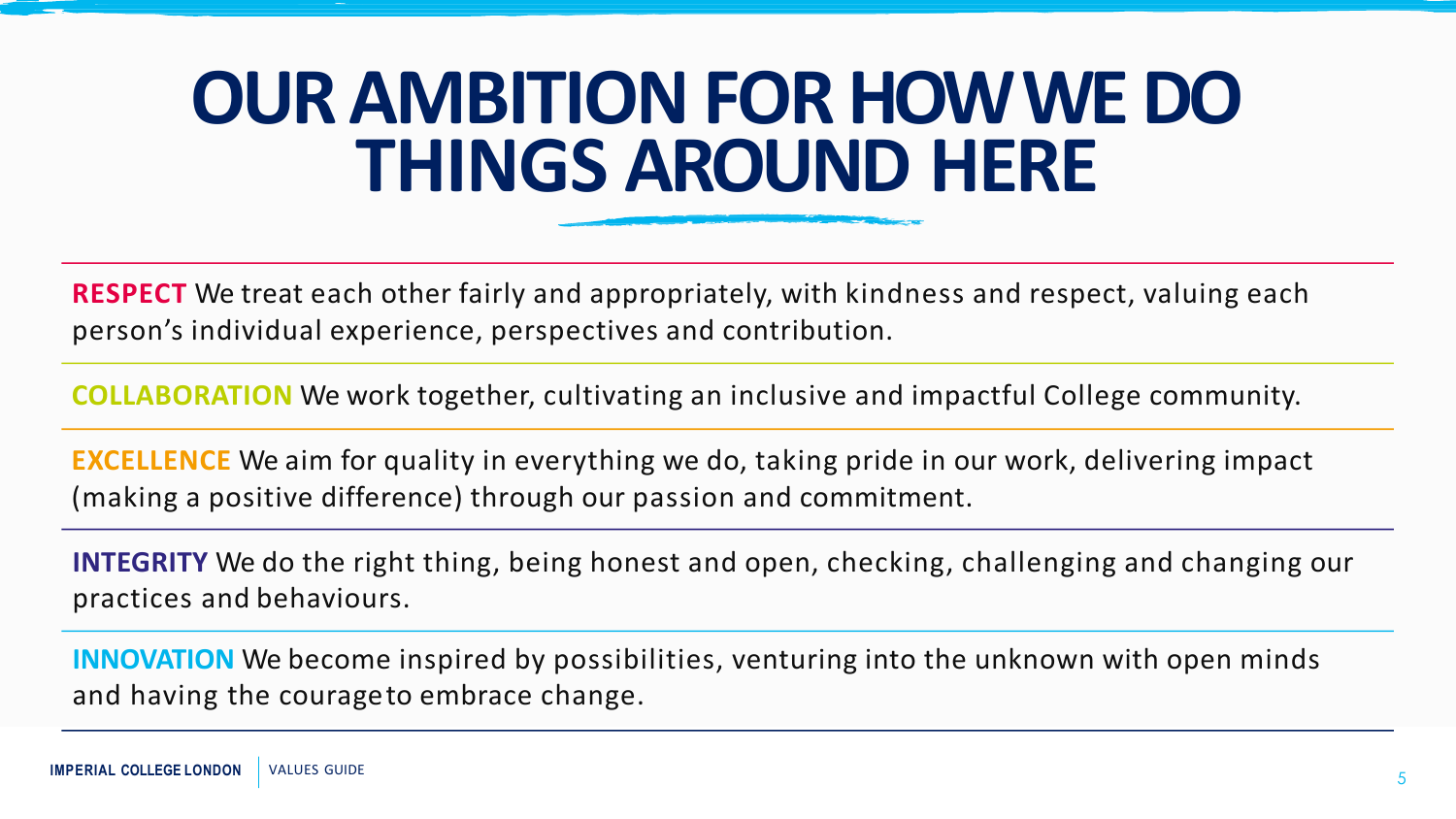# OUR AMBITION FOR HOW WE DO THINGS AROUND HERE

**RESPECT** We treat each other fairly and appropriately, with kindness and respect, valuing each person's individual experience, perspectives and contribution.

**COLLABORATION** We work together, cultivating an inclusive and impactful College community.

**EXCELLENCE** We aim for quality in everything we do, taking pride in our work, delivering impact (making a positive difference) through our passion and commitment.

**INTEGRITY** We do the right thing, being honest and open, checking, challenging and changing our practices and behaviours.

**INNOVATION** We become inspired by possibilities, venturing into the unknown with open minds and having the courage to embrace change.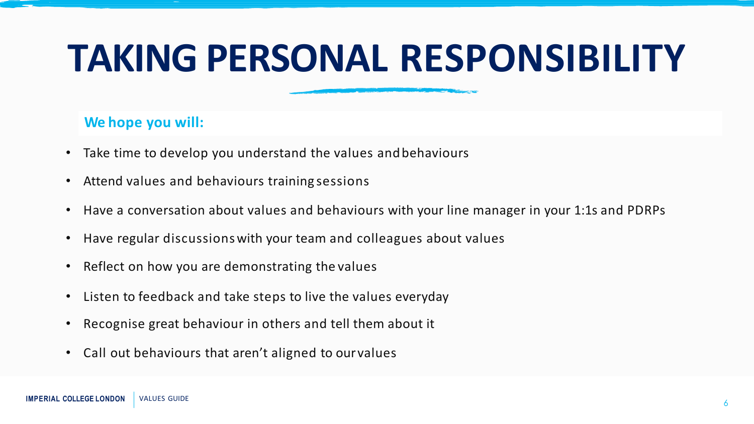# TAKING PERSONAL RESPONSIBILITY

**We hope you will:**

- Take time to develop you understand the values and behaviours
- Attend values and behaviours training sessions
- Have a conversation about values and behaviours with your line manager in your 1:1s and PDRPs
- Have regular discussions with your team and colleagues about values
- Reflect on how you are demonstrating the values
- Listen to feedback and take steps to live the values everyday
- Recognise great behaviour in others and tell them about it
- Call out behaviours that aren't aligned to our values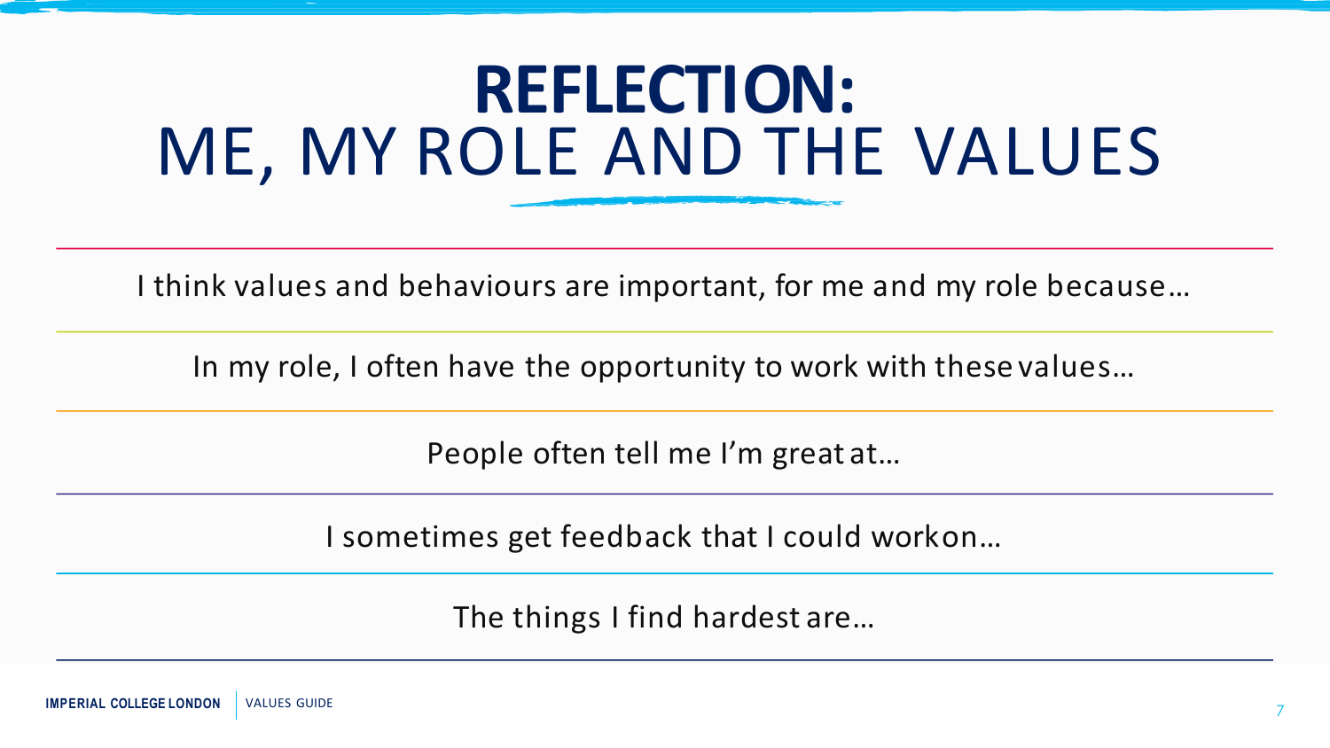# REFLECTION:
# ME, MY ROLE AND THE VALUES

I think values and behaviours are important, for me and my role because…

In my role, I often have the opportunity to work with these values…

People often tell me I'm great at…

I sometimes get feedback that I could work on…

The things I find hardest are…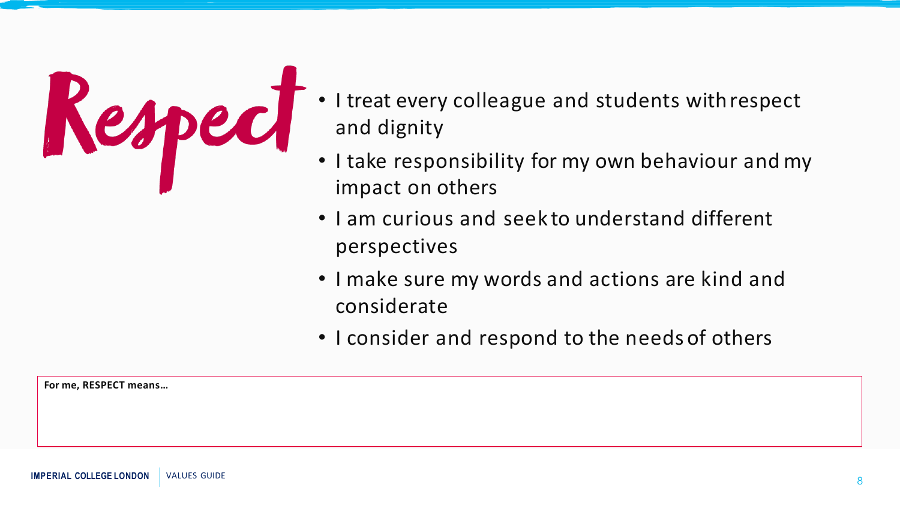# Respect

- I treat every colleague and students with respect and dignity
- I take responsibility for my own behaviour and my impact on others
- I am curious and seek to understand different perspectives
- I make sure my words and actions are kind and considerate
- I consider and respond to the needs of others

**For me, RESPECT means…**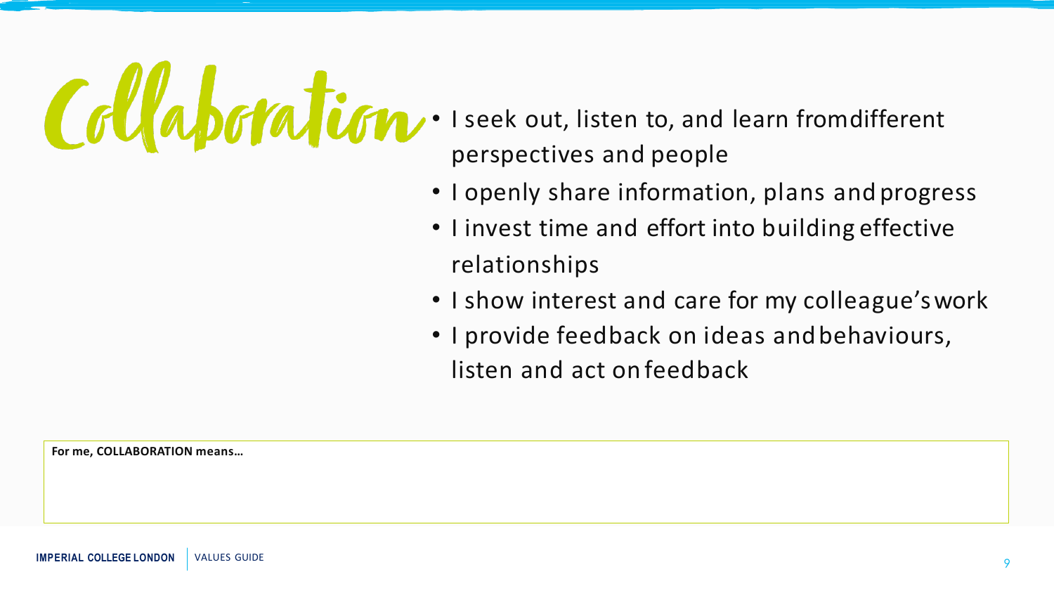# Collaboration

- I seek out, listen to, and learn from different perspectives and people
- I openly share information, plans and progress
- I invest time and effort into building effective relationships
- I show interest and care for my colleague's work
- I provide feedback on ideas and behaviours, listen and act on feedback

**For me, COLLABORATION means…**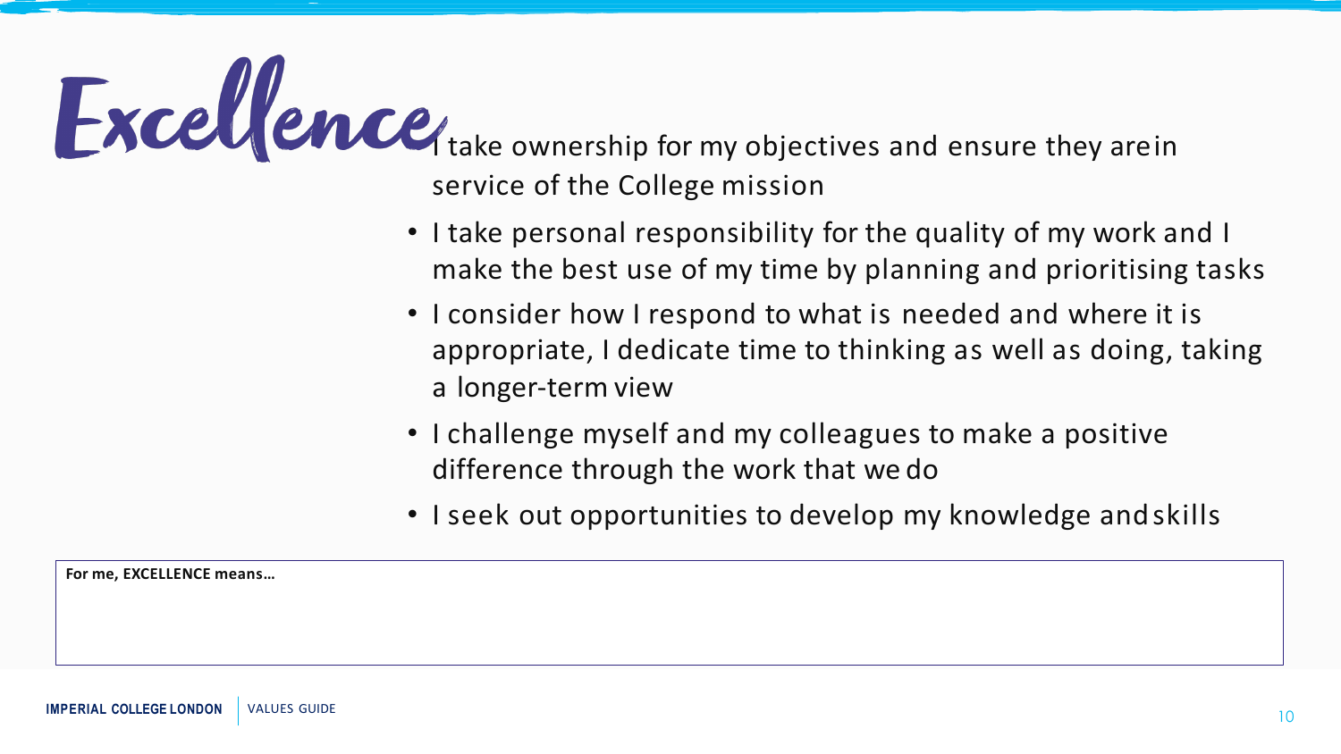# Excellence

- I take ownership for my objectives and ensure they are in service of the College mission
- I take personal responsibility for the quality of my work and I make the best use of my time by planning and prioritising tasks
- I consider how I respond to what is needed and where it is appropriate, I dedicate time to thinking as well as doing, taking a longer-term view
- I challenge myself and my colleagues to make a positive difference through the work that we do
- I seek out opportunities to develop my knowledge and skills

**For me, EXCELLENCE means…**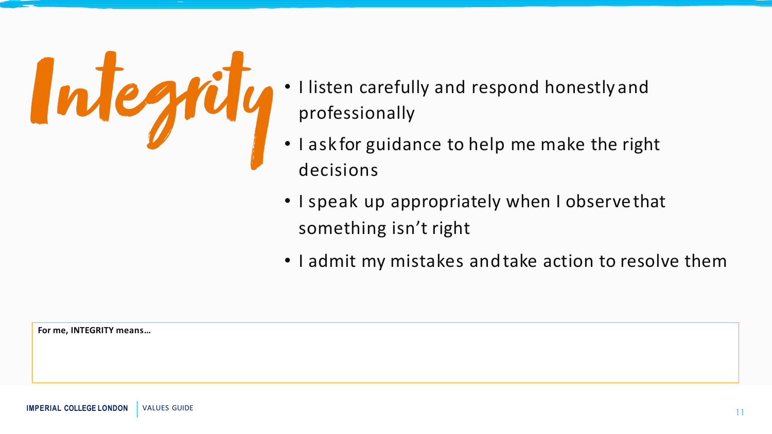# Integrity

- I listen carefully and respond honestly and professionally
- I ask for guidance to help me make the right decisions
- I speak up appropriately when I observe that something isn't right
- I admit my mistakes and take action to resolve them

**For me, INTEGRITY means…**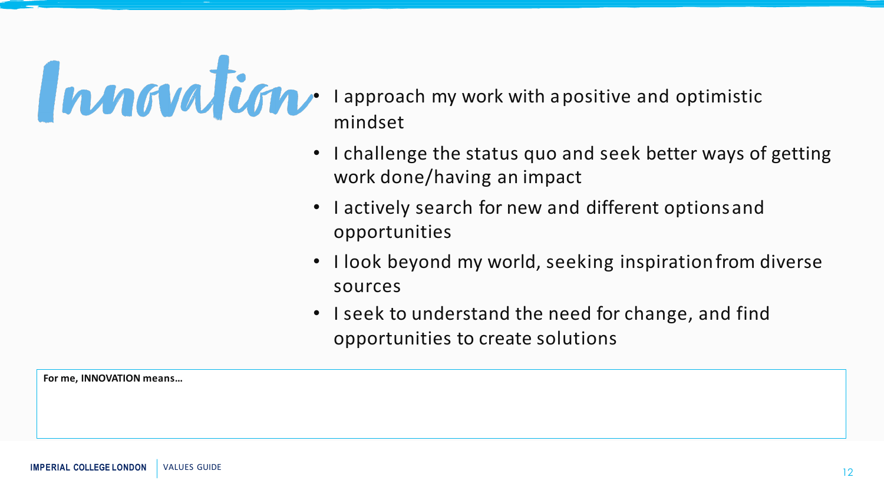# Innovation

- I approach my work with a positive and optimistic mindset
- I challenge the status quo and seek better ways of getting work done/having an impact
- I actively search for new and different options and opportunities
- I look beyond my world, seeking inspiration from diverse sources
- I seek to understand the need for change, and find opportunities to create solutions

**For me, INNOVATION means…**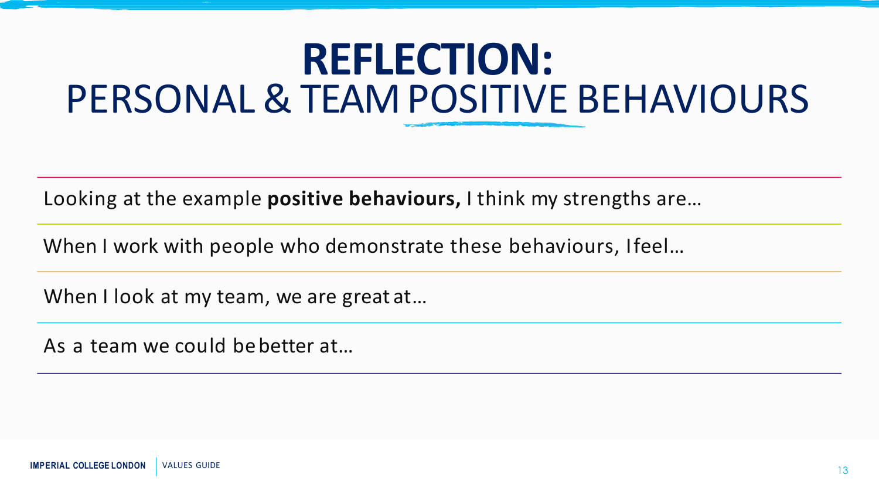# REFLECTION:
## PERSONAL & TEAM POSITIVE BEHAVIOURS

Looking at the example **positive behaviours,** I think my strengths are…

When I work with people who demonstrate these behaviours, I feel…

When I look at my team, we are great at…

As a team we could be better at…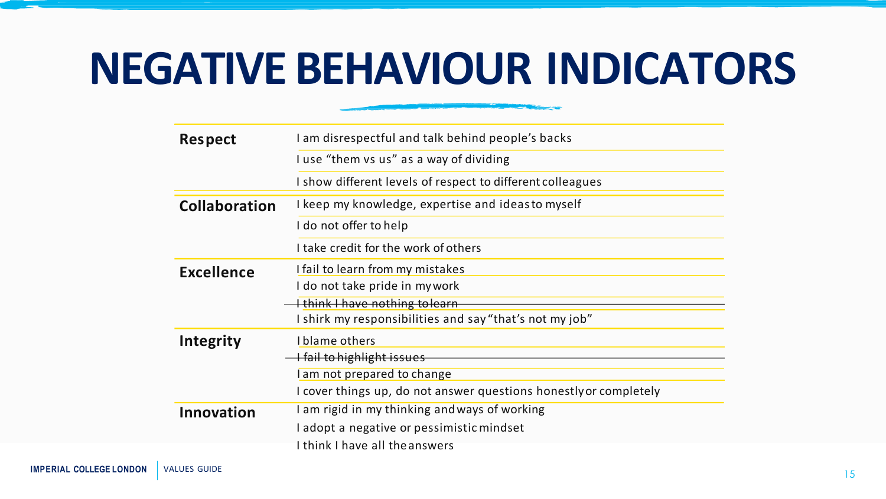# NEGATIVE BEHAVIOUR INDICATORS

| | |
|---|---|
| **Respect** | I am disrespectful and talk behind people's backs |
| | I use "them vs us" as a way of dividing |
| | I show different levels of respect to different colleagues |
| **Collaboration** | I keep my knowledge, expertise and ideas to myself |
| | I do not offer to help |
| | I take credit for the work of others |
| **Excellence** | I fail to learn from my mistakes |
| | I do not take pride in my work |
| | ~~I think I have nothing to learn~~ |
| | I shirk my responsibilities and say "that's not my job" |
| **Integrity** | I blame others |
| | ~~I fail to highlight issues~~ |
| | I am not prepared to change |
| | I cover things up, do not answer questions honestly or completely |
| **Innovation** | I am rigid in my thinking and ways of working |
| | I adopt a negative or pessimistic mindset |
| | I think I have all the answers |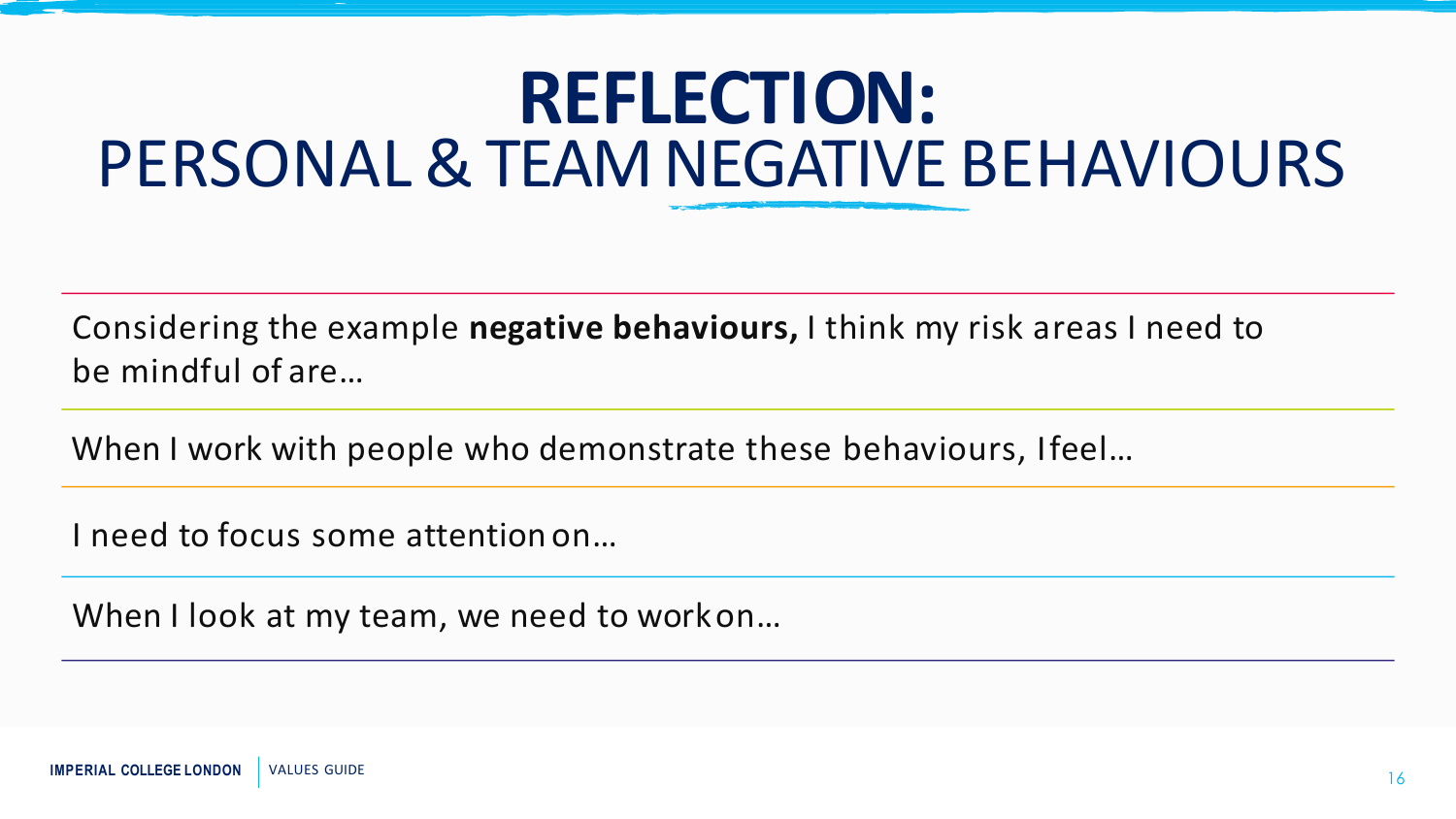# REFLECTION:
## PERSONAL & TEAM NEGATIVE BEHAVIOURS

Considering the example **negative behaviours,** I think my risk areas I need to be mindful of are…

When I work with people who demonstrate these behaviours, I feel…

I need to focus some attention on…

When I look at my team, we need to work on…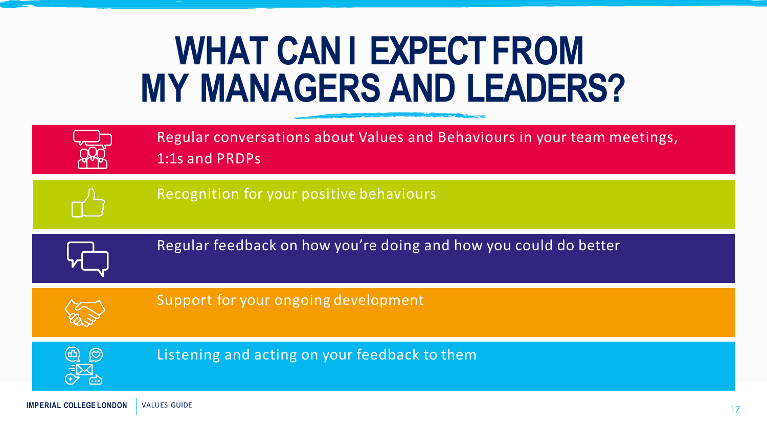# WHAT CAN I EXPECT FROM MY MANAGERS AND LEADERS?

- Regular conversations about Values and Behaviours in your team meetings, 1:1s and PRDPs
- Recognition for your positive behaviours
- Regular feedback on how you're doing and how you could do better
- Support for your ongoing development
- Listening and acting on your feedback to them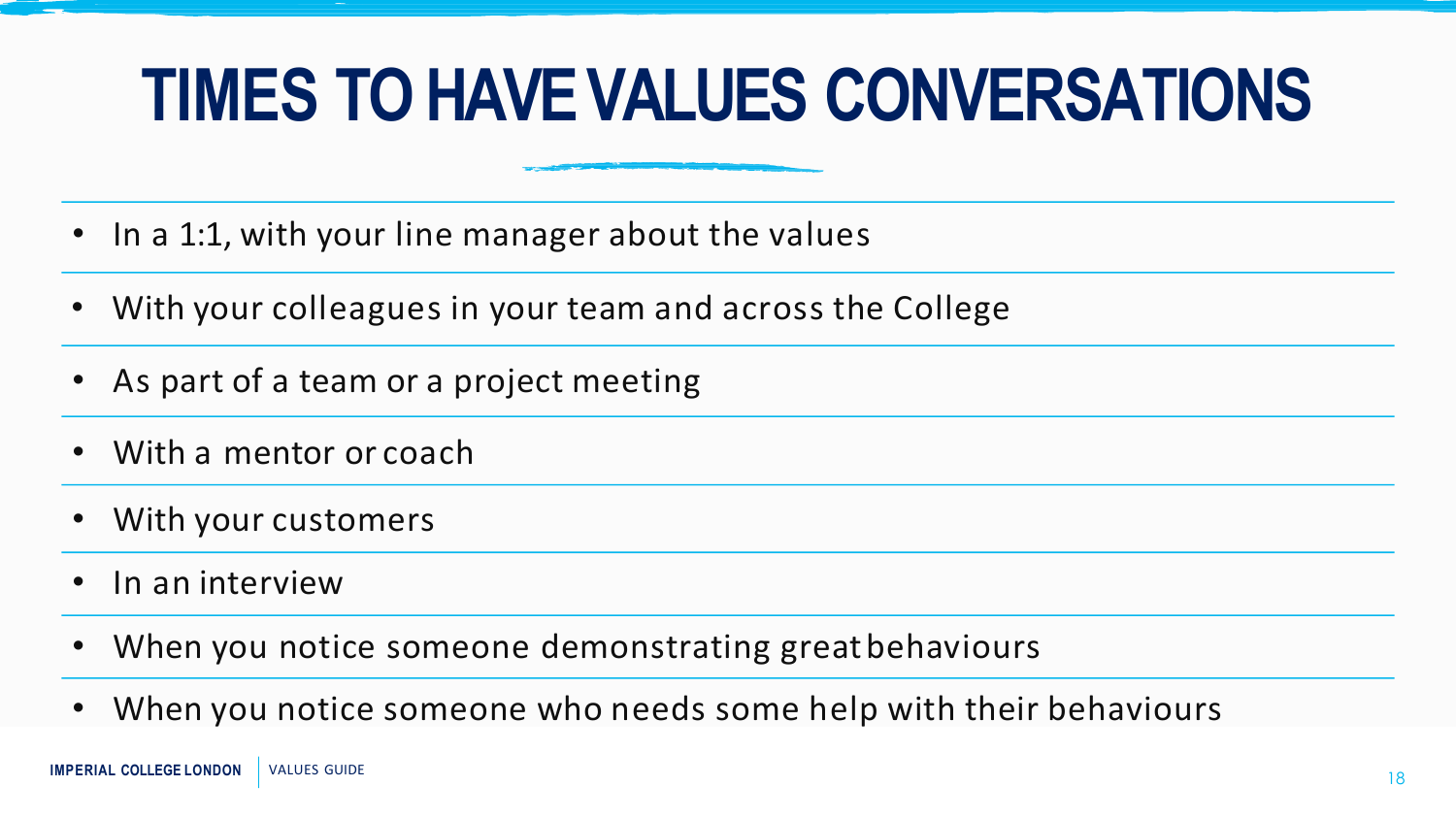# TIMES TO HAVE VALUES CONVERSATIONS

- In a 1:1, with your line manager about the values
- With your colleagues in your team and across the College
- As part of a team or a project meeting
- With a mentor or coach
- With your customers
- In an interview
- When you notice someone demonstrating great behaviours
- When you notice someone who needs some help with their behaviours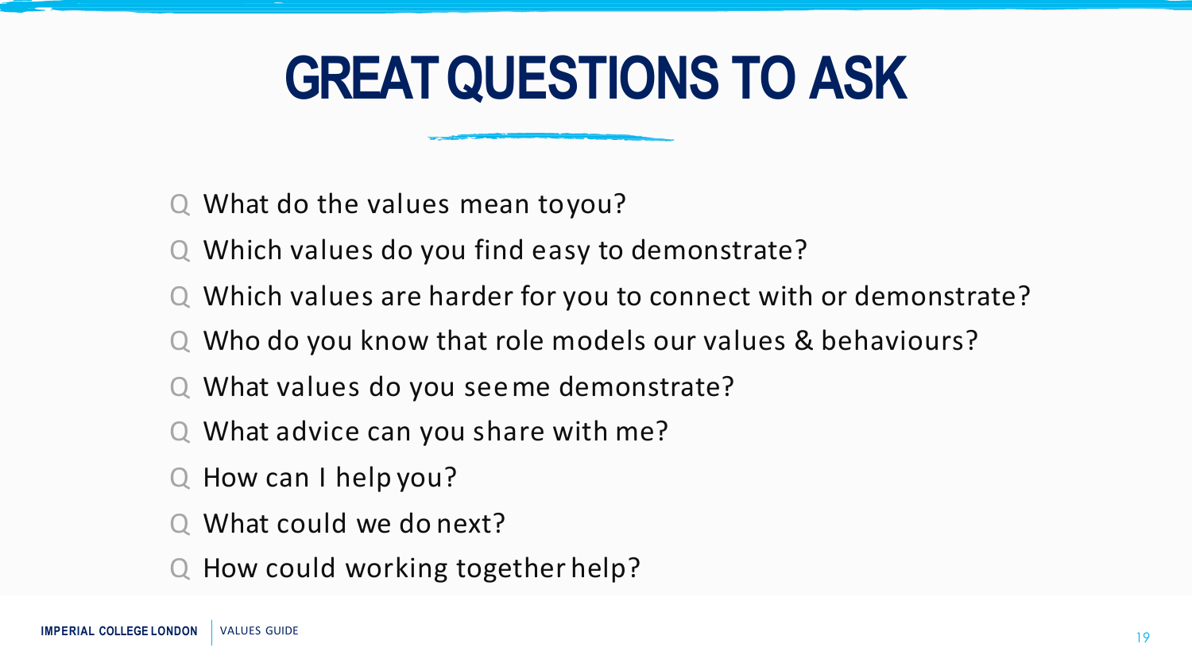# GREAT QUESTIONS TO ASK

- Q What do the values mean to you?
- Q Which values do you find easy to demonstrate?
- Q Which values are harder for you to connect with or demonstrate?
- Q Who do you know that role models our values & behaviours?
- Q What values do you see me demonstrate?
- Q What advice can you share with me?
- Q How can I help you?
- Q What could we do next?
- Q How could working together help?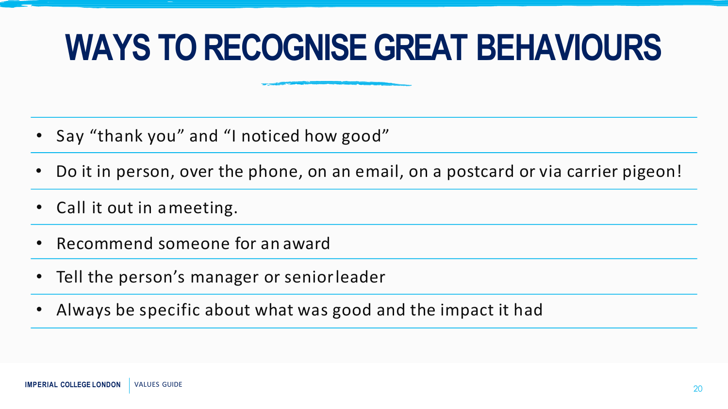# WAYS TO RECOGNISE GREAT BEHAVIOURS

- Say “thank you” and “I noticed how good”
- Do it in person, over the phone, on an email, on a postcard or via carrier pigeon!
- Call it out in a meeting.
- Recommend someone for an award
- Tell the person’s manager or senior leader
- Always be specific about what was good and the impact it had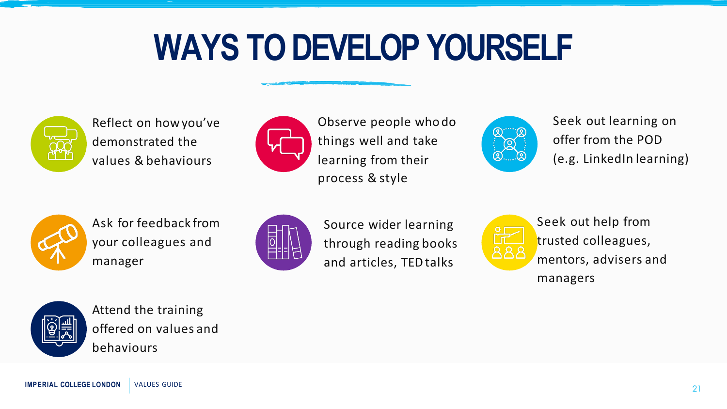# WAYS TO DEVELOP YOURSELF

- Reflect on how you've demonstrated the values & behaviours
- Observe people who do things well and take learning from their process & style
- Seek out learning on offer from the POD (e.g. LinkedIn learning)
- Ask for feedback from your colleagues and manager
- Source wider learning through reading books and articles, TED talks
- Seek out help from trusted colleagues, mentors, advisers and managers
- Attend the training offered on values and behaviours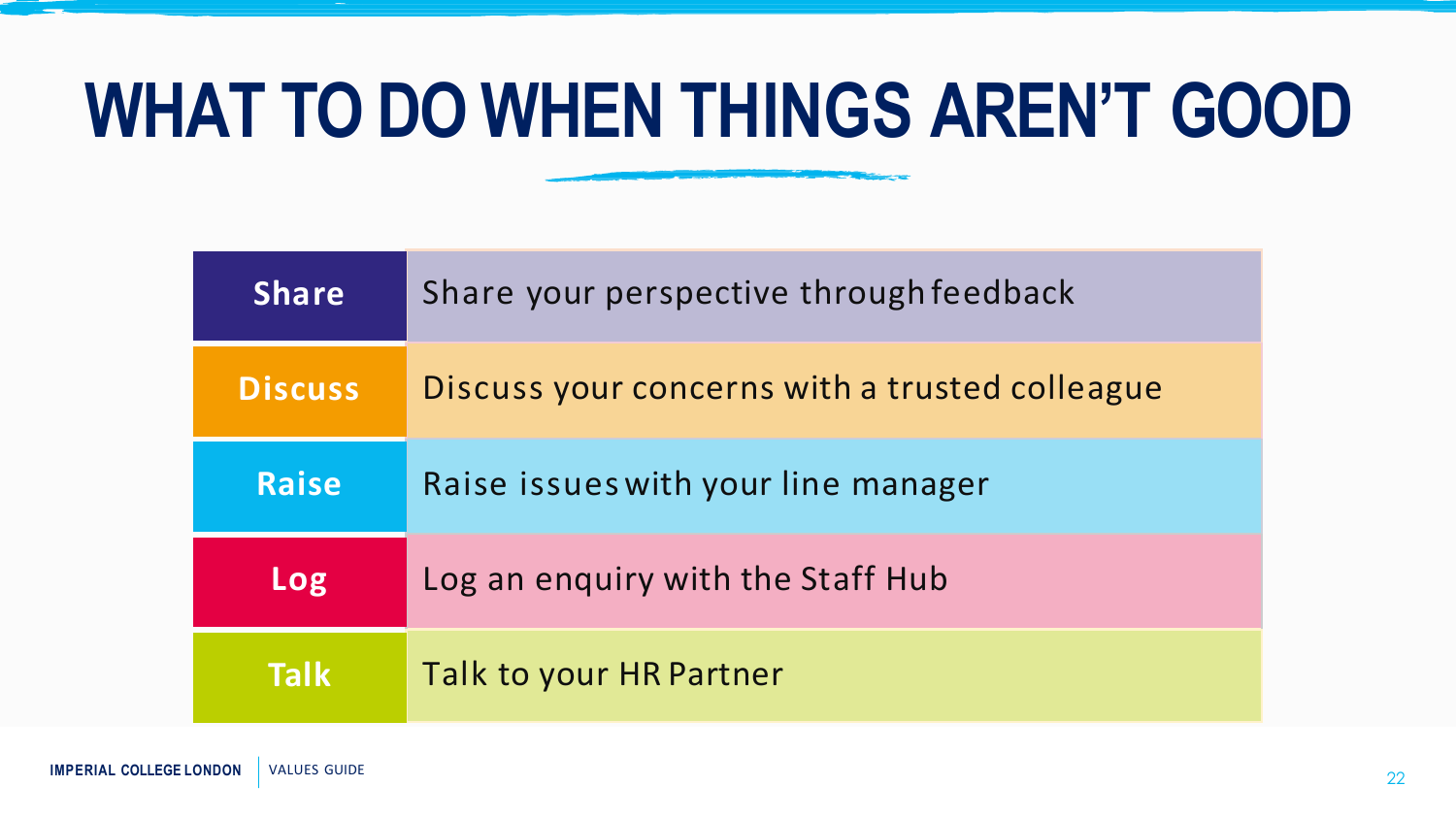# WHAT TO DO WHEN THINGS AREN'T GOOD

| | |
|---|---|
| **Share** | Share your perspective through feedback |
| **Discuss** | Discuss your concerns with a trusted colleague |
| **Raise** | Raise issues with your line manager |
| **Log** | Log an enquiry with the Staff Hub |
| **Talk** | Talk to your HR Partner |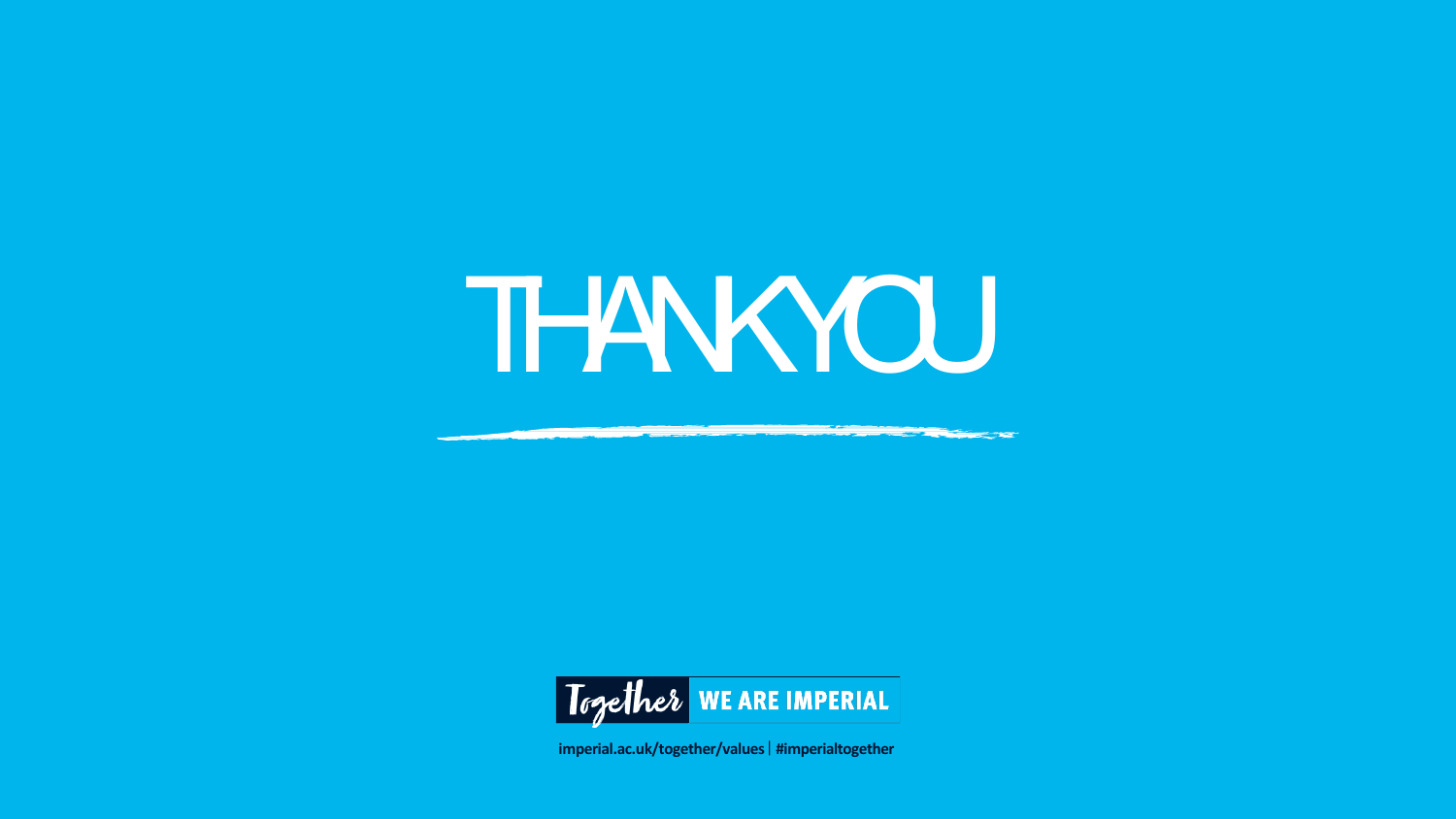# THANK YOU

Together WE ARE IMPERIAL

imperial.ac.uk/together/values | #imperialtogether